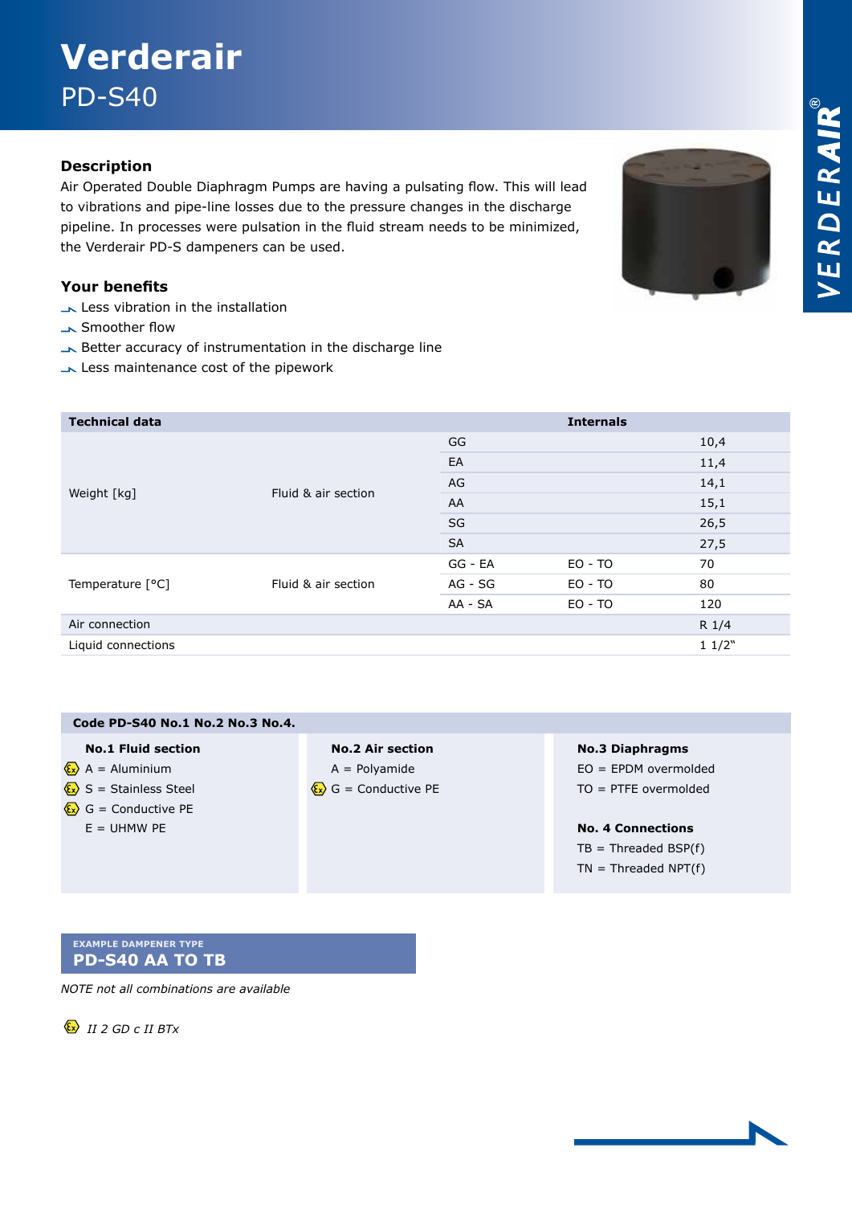# Verderair

## PD-S40

### Description

Air Operated Double Diaphragm Pumps are having a pulsating flow. This will lead to vibrations and pipe-line losses due to the pressure changes in the discharge pipeline. In processes were pulsation in the fluid stream needs to be minimized, the Verderair PD-S dampeners can be used.

### Your benefits

- Less vibration in the installation
- Smoother flow
- Better accuracy of instrumentation in the discharge line
- Less maintenance cost of the pipework

| Technical data | | Internals | | |
|---|---|---|---|---|
| Weight [kg] | Fluid & air section | GG | | 10,4 |
| | | EA | | 11,4 |
| | | AG | | 14,1 |
| | | AA | | 15,1 |
| | | SG | | 26,5 |
| | | SA | | 27,5 |
| Temperature [°C] | Fluid & air section | GG - EA | EO - TO | 70 |
| | | AG - SG | EO - TO | 80 |
| | | AA - SA | EO - TO | 120 |
| Air connection | | | | R 1/4 |
| Liquid connections | | | | 1 1/2" |

**Code PD-S40 No.1 No.2 No.3 No.4.**

**No.1 Fluid section**
- A = Aluminium (Ex)
- S = Stainless Steel (Ex)
- G = Conductive PE (Ex)
- E = UHMW PE

**No.2 Air section**
- A = Polyamide
- G = Conductive PE (Ex)

**No.3 Diaphragms**
- EO = EPDM overmolded
- TO = PTFE overmolded

**No. 4 Connections**
- TB = Threaded BSP(f)
- TN = Threaded NPT(f)

**EXAMPLE DAMPENER TYPE**
**PD-S40 AA TO TB**

*NOTE not all combinations are available*

(Ex) *II 2 GD c II BTx*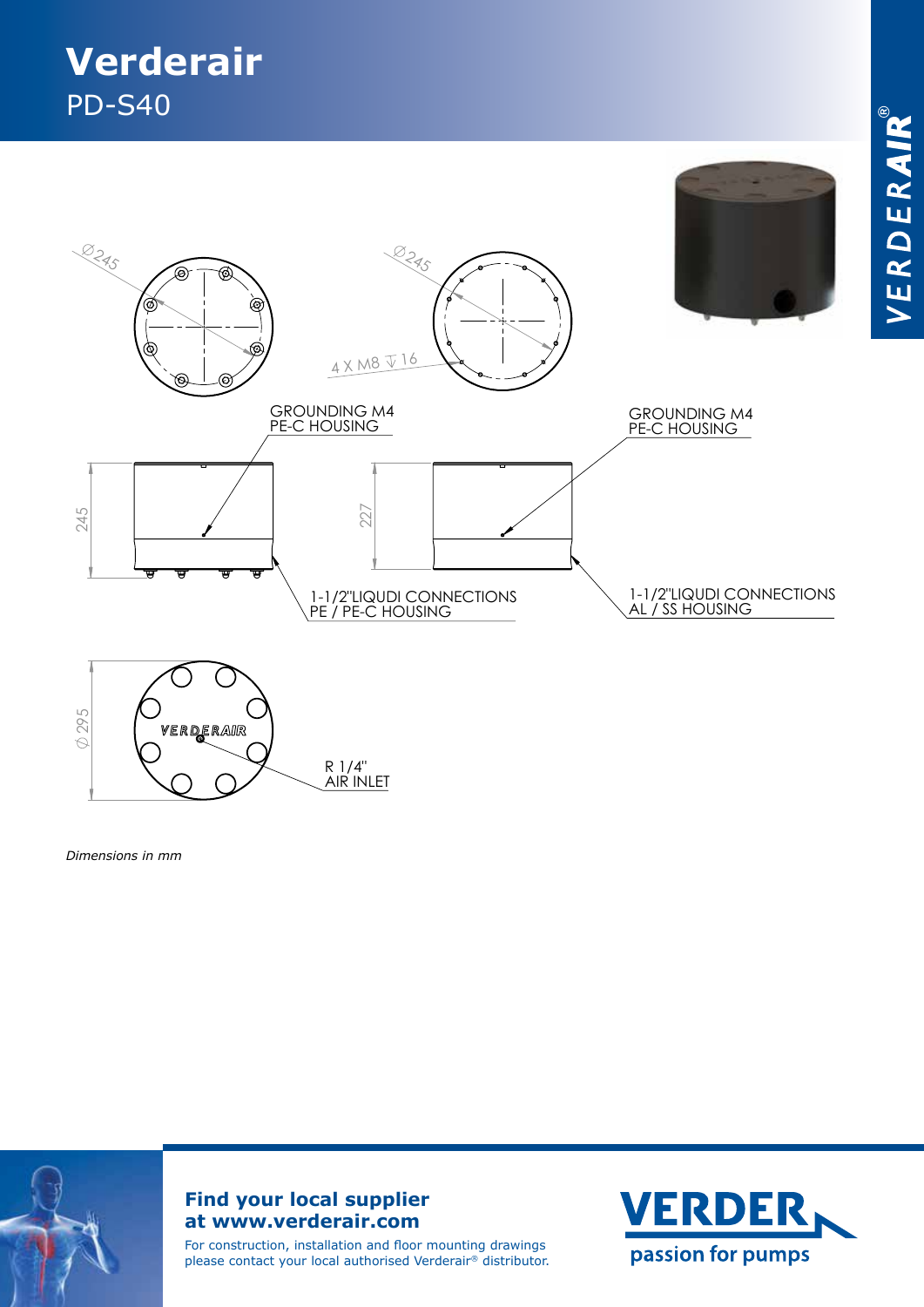# Verderair

## PD-S40

Ø245

Ø245

4 X M8 ↧ 16

GROUNDING M4
PE-C HOUSING

GROUNDING M4
PE-C HOUSING

245

227

1-1/2"LIQUDI CONNECTIONS
PE / PE-C HOUSING

1-1/2"LIQUDI CONNECTIONS
AL / SS HOUSING

Ø 295

VERDERAIR

R 1/4"
AIR INLET

*Dimensions in mm*

**Find your local supplier at www.verderair.com**

For construction, installation and floor mounting drawings please contact your local authorised Verderair® distributor.

VERDER
passion for pumps